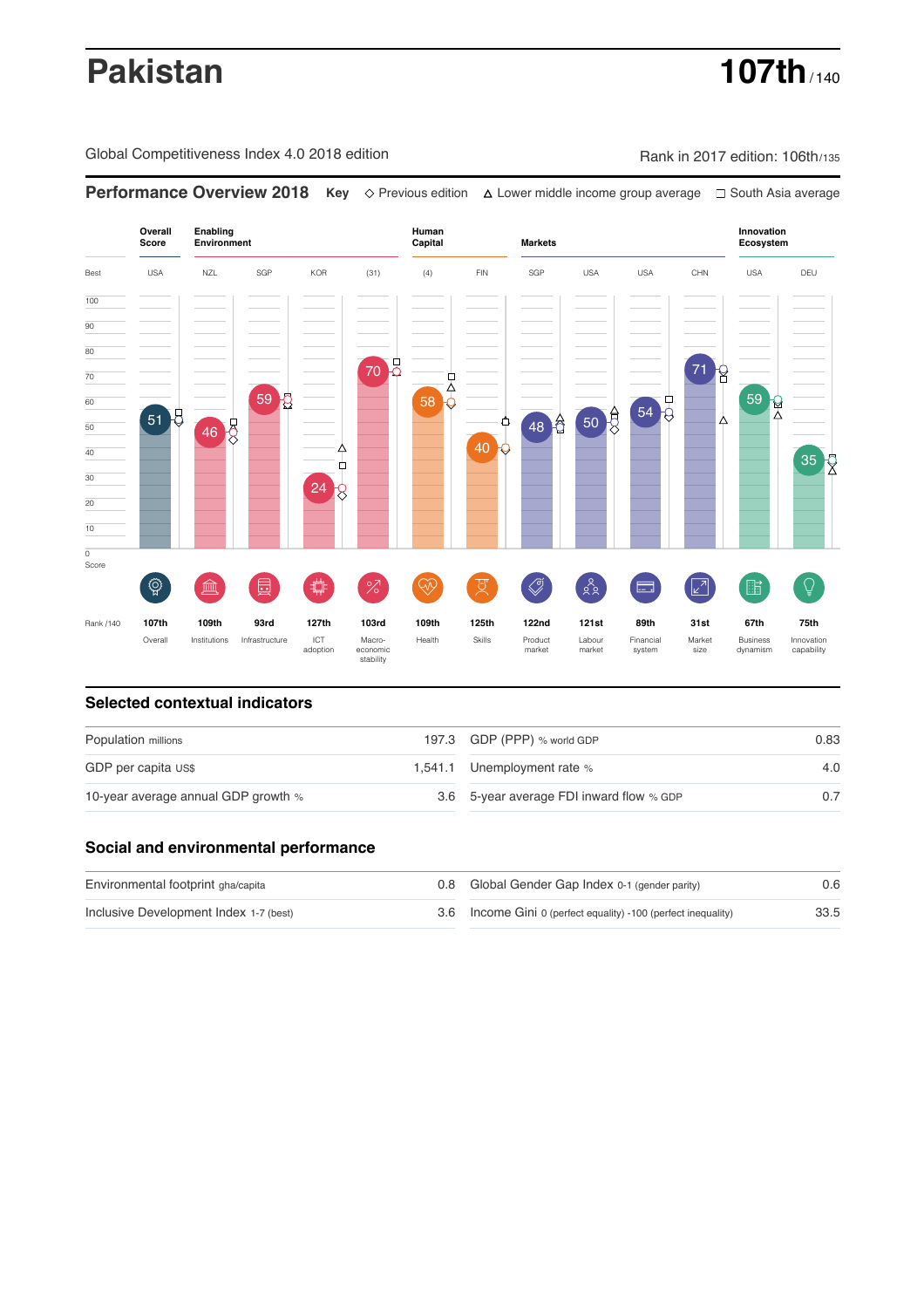# Pakistan

**107th** / 140

Global Competitiveness Index 4.0 2018 edition

Rank in 2017 edition: 106th/135

## Performance Overview 2018

**Key** ◇ Previous edition △ Lower middle income group average ☐ South Asia average

| | Overall Score | Enabling Environment | | | | Human Capital | | Markets | | | | Innovation Ecosystem | |
|---|---|---|---|---|---|---|---|---|---|---|---|---|---|
| Best | USA | NZL | SGP | KOR | (31) | (4) | FIN | SGP | USA | USA | CHN | USA | DEU |
| Score | 51 | 46 | 59 | 24 | 70 | 58 | 40 | 48 | 50 | 54 | 71 | 59 | 35 |
| Rank /140 | 107th | 109th | 93rd | 127th | 103rd | 109th | 125th | 122nd | 121st | 89th | 31st | 67th | 75th |
| | Overall | Institutions | Infrastructure | ICT adoption | Macro-economic stability | Health | Skills | Product market | Labour market | Financial system | Market size | Business dynamism | Innovation capability |

## Selected contextual indicators

| | | | |
|---|---|---|---|
| Population millions | 197.3 | GDP (PPP) % world GDP | 0.83 |
| GDP per capita US$ | 1,541.1 | Unemployment rate % | 4.0 |
| 10-year average annual GDP growth % | 3.6 | 5-year average FDI inward flow % GDP | 0.7 |

## Social and environmental performance

| | | | |
|---|---|---|---|
| Environmental footprint gha/capita | 0.8 | Global Gender Gap Index 0-1 (gender parity) | 0.6 |
| Inclusive Development Index 1-7 (best) | 3.6 | Income Gini 0 (perfect equality) -100 (perfect inequality) | 33.5 |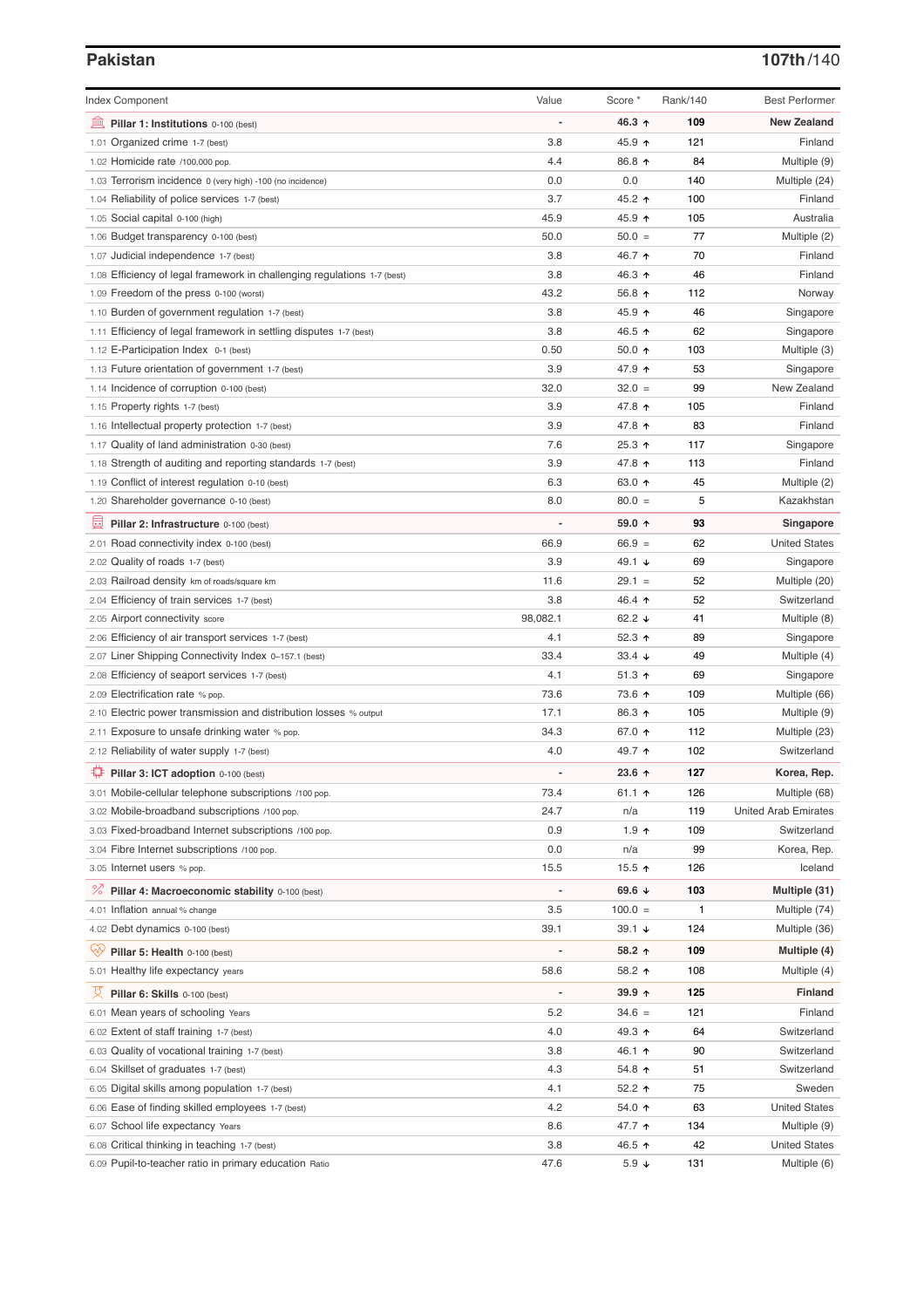## Pakistan

**107th/140**

| Index Component | Value | Score * | Rank/140 | Best Performer |
|---|---|---|---|---|
| **Pillar 1: Institutions** 0-100 (best) | - | **46.3 ↑** | **109** | **New Zealand** |
| 1.01 Organized crime 1-7 (best) | 3.8 | 45.9 ↑ | 121 | Finland |
| 1.02 Homicide rate /100,000 pop. | 4.4 | 86.8 ↑ | 84 | Multiple (9) |
| 1.03 Terrorism incidence 0 (very high) -100 (no incidence) | 0.0 | 0.0 | 140 | Multiple (24) |
| 1.04 Reliability of police services 1-7 (best) | 3.7 | 45.2 ↑ | 100 | Finland |
| 1.05 Social capital 0-100 (high) | 45.9 | 45.9 ↑ | 105 | Australia |
| 1.06 Budget transparency 0-100 (best) | 50.0 | 50.0 = | 77 | Multiple (2) |
| 1.07 Judicial independence 1-7 (best) | 3.8 | 46.7 ↑ | 70 | Finland |
| 1.08 Efficiency of legal framework in challenging regulations 1-7 (best) | 3.8 | 46.3 ↑ | 46 | Finland |
| 1.09 Freedom of the press 0-100 (worst) | 43.2 | 56.8 ↑ | 112 | Norway |
| 1.10 Burden of government regulation 1-7 (best) | 3.8 | 45.9 ↑ | 46 | Singapore |
| 1.11 Efficiency of legal framework in settling disputes 1-7 (best) | 3.8 | 46.5 ↑ | 62 | Singapore |
| 1.12 E-Participation Index 0-1 (best) | 0.50 | 50.0 ↑ | 103 | Multiple (3) |
| 1.13 Future orientation of government 1-7 (best) | 3.9 | 47.9 ↑ | 53 | Singapore |
| 1.14 Incidence of corruption 0-100 (best) | 32.0 | 32.0 = | 99 | New Zealand |
| 1.15 Property rights 1-7 (best) | 3.9 | 47.8 ↑ | 105 | Finland |
| 1.16 Intellectual property protection 1-7 (best) | 3.9 | 47.8 ↑ | 83 | Finland |
| 1.17 Quality of land administration 0-30 (best) | 7.6 | 25.3 ↑ | 117 | Singapore |
| 1.18 Strength of auditing and reporting standards 1-7 (best) | 3.9 | 47.8 ↑ | 113 | Finland |
| 1.19 Conflict of interest regulation 0-10 (best) | 6.3 | 63.0 ↑ | 45 | Multiple (2) |
| 1.20 Shareholder governance 0-10 (best) | 8.0 | 80.0 = | 5 | Kazakhstan |
| **Pillar 2: Infrastructure** 0-100 (best) | - | **59.0 ↑** | **93** | **Singapore** |
| 2.01 Road connectivity index 0-100 (best) | 66.9 | 66.9 = | 62 | United States |
| 2.02 Quality of roads 1-7 (best) | 3.9 | 49.1 ↓ | 69 | Singapore |
| 2.03 Railroad density km of roads/square km | 11.6 | 29.1 = | 52 | Multiple (20) |
| 2.04 Efficiency of train services 1-7 (best) | 3.8 | 46.4 ↑ | 52 | Switzerland |
| 2.05 Airport connectivity score | 98,082.1 | 62.2 ↓ | 41 | Multiple (8) |
| 2.06 Efficiency of air transport services 1-7 (best) | 4.1 | 52.3 ↑ | 89 | Singapore |
| 2.07 Liner Shipping Connectivity Index 0–157.1 (best) | 33.4 | 33.4 ↓ | 49 | Multiple (4) |
| 2.08 Efficiency of seaport services 1-7 (best) | 4.1 | 51.3 ↑ | 69 | Singapore |
| 2.09 Electrification rate % pop. | 73.6 | 73.6 ↑ | 109 | Multiple (66) |
| 2.10 Electric power transmission and distribution losses % output | 17.1 | 86.3 ↑ | 105 | Multiple (9) |
| 2.11 Exposure to unsafe drinking water % pop. | 34.3 | 67.0 ↑ | 112 | Multiple (23) |
| 2.12 Reliability of water supply 1-7 (best) | 4.0 | 49.7 ↑ | 102 | Switzerland |
| **Pillar 3: ICT adoption** 0-100 (best) | - | **23.6 ↑** | **127** | **Korea, Rep.** |
| 3.01 Mobile-cellular telephone subscriptions /100 pop. | 73.4 | 61.1 ↑ | 126 | Multiple (68) |
| 3.02 Mobile-broadband subscriptions /100 pop. | 24.7 | n/a | 119 | United Arab Emirates |
| 3.03 Fixed-broadband Internet subscriptions /100 pop. | 0.9 | 1.9 ↑ | 109 | Switzerland |
| 3.04 Fibre Internet subscriptions /100 pop. | 0.0 | n/a | 99 | Korea, Rep. |
| 3.05 Internet users % pop. | 15.5 | 15.5 ↑ | 126 | Iceland |
| **Pillar 4: Macroeconomic stability** 0-100 (best) | - | **69.6 ↓** | **103** | **Multiple (31)** |
| 4.01 Inflation annual % change | 3.5 | 100.0 = | 1 | Multiple (74) |
| 4.02 Debt dynamics 0-100 (best) | 39.1 | 39.1 ↓ | 124 | Multiple (36) |
| **Pillar 5: Health** 0-100 (best) | - | **58.2 ↑** | **109** | **Multiple (4)** |
| 5.01 Healthy life expectancy years | 58.6 | 58.2 ↑ | 108 | Multiple (4) |
| **Pillar 6: Skills** 0-100 (best) | - | **39.9 ↑** | **125** | **Finland** |
| 6.01 Mean years of schooling Years | 5.2 | 34.6 = | 121 | Finland |
| 6.02 Extent of staff training 1-7 (best) | 4.0 | 49.3 ↑ | 64 | Switzerland |
| 6.03 Quality of vocational training 1-7 (best) | 3.8 | 46.1 ↑ | 90 | Switzerland |
| 6.04 Skillset of graduates 1-7 (best) | 4.3 | 54.8 ↑ | 51 | Switzerland |
| 6.05 Digital skills among population 1-7 (best) | 4.1 | 52.2 ↑ | 75 | Sweden |
| 6.06 Ease of finding skilled employees 1-7 (best) | 4.2 | 54.0 ↑ | 63 | United States |
| 6.07 School life expectancy Years | 8.6 | 47.7 ↑ | 134 | Multiple (9) |
| 6.08 Critical thinking in teaching 1-7 (best) | 3.8 | 46.5 ↑ | 42 | United States |
| 6.09 Pupil-to-teacher ratio in primary education Ratio | 47.6 | 5.9 ↓ | 131 | Multiple (6) |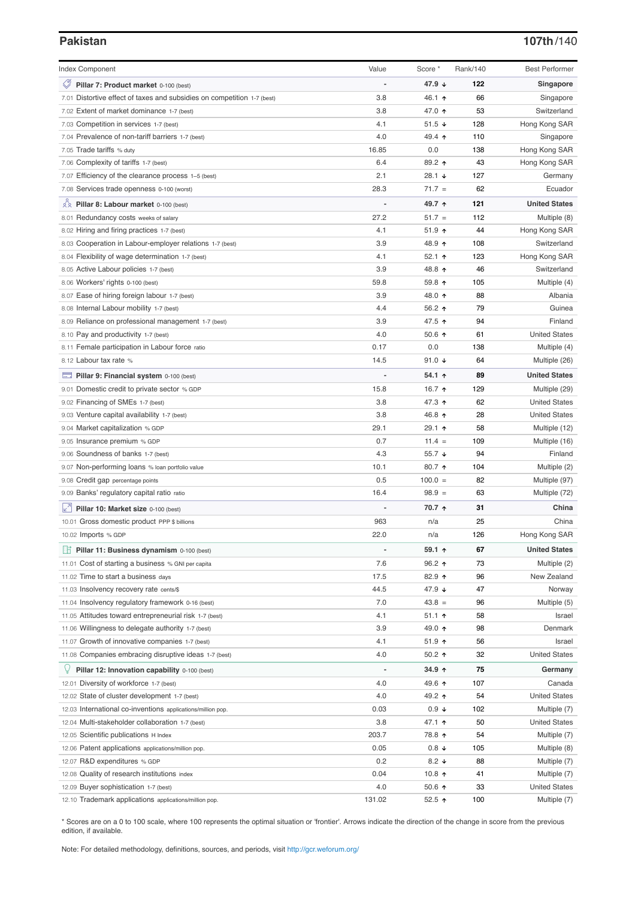## Pakistan

**107th/140**

| Index Component | Value | Score * | Rank/140 | Best Performer |
|---|---|---|---|---|
| **Pillar 7: Product market** 0-100 (best) | - | **47.9 ↓** | **122** | **Singapore** |
| 7.01 Distortive effect of taxes and subsidies on competition 1-7 (best) | 3.8 | 46.1 ↑ | 66 | Singapore |
| 7.02 Extent of market dominance 1-7 (best) | 3.8 | 47.0 ↑ | 53 | Switzerland |
| 7.03 Competition in services 1-7 (best) | 4.1 | 51.5 ↓ | 128 | Hong Kong SAR |
| 7.04 Prevalence of non-tariff barriers 1-7 (best) | 4.0 | 49.4 ↑ | 110 | Singapore |
| 7.05 Trade tariffs % duty | 16.85 | 0.0 | 138 | Hong Kong SAR |
| 7.06 Complexity of tariffs 1-7 (best) | 6.4 | 89.2 ↑ | 43 | Hong Kong SAR |
| 7.07 Efficiency of the clearance process 1–5 (best) | 2.1 | 28.1 ↓ | 127 | Germany |
| 7.08 Services trade openness 0-100 (worst) | 28.3 | 71.7 = | 62 | Ecuador |
| **Pillar 8: Labour market** 0-100 (best) | - | **49.7 ↑** | **121** | **United States** |
| 8.01 Redundancy costs weeks of salary | 27.2 | 51.7 = | 112 | Multiple (8) |
| 8.02 Hiring and firing practices 1-7 (best) | 4.1 | 51.9 ↑ | 44 | Hong Kong SAR |
| 8.03 Cooperation in Labour-employer relations 1-7 (best) | 3.9 | 48.9 ↑ | 108 | Switzerland |
| 8.04 Flexibility of wage determination 1-7 (best) | 4.1 | 52.1 ↑ | 123 | Hong Kong SAR |
| 8.05 Active Labour policies 1-7 (best) | 3.9 | 48.8 ↑ | 46 | Switzerland |
| 8.06 Workers' rights 0-100 (best) | 59.8 | 59.8 ↑ | 105 | Multiple (4) |
| 8.07 Ease of hiring foreign labour 1-7 (best) | 3.9 | 48.0 ↑ | 88 | Albania |
| 8.08 Internal Labour mobility 1-7 (best) | 4.4 | 56.2 ↑ | 79 | Guinea |
| 8.09 Reliance on professional management 1-7 (best) | 3.9 | 47.5 ↑ | 94 | Finland |
| 8.10 Pay and productivity 1-7 (best) | 4.0 | 50.6 ↑ | 61 | United States |
| 8.11 Female participation in Labour force ratio | 0.17 | 0.0 | 138 | Multiple (4) |
| 8.12 Labour tax rate % | 14.5 | 91.0 ↓ | 64 | Multiple (26) |
| **Pillar 9: Financial system** 0-100 (best) | - | **54.1 ↑** | **89** | **United States** |
| 9.01 Domestic credit to private sector % GDP | 15.8 | 16.7 ↑ | 129 | Multiple (29) |
| 9.02 Financing of SMEs 1-7 (best) | 3.8 | 47.3 ↑ | 62 | United States |
| 9.03 Venture capital availability 1-7 (best) | 3.8 | 46.8 ↑ | 28 | United States |
| 9.04 Market capitalization % GDP | 29.1 | 29.1 ↑ | 58 | Multiple (12) |
| 9.05 Insurance premium % GDP | 0.7 | 11.4 = | 109 | Multiple (16) |
| 9.06 Soundness of banks 1-7 (best) | 4.3 | 55.7 ↓ | 94 | Finland |
| 9.07 Non-performing loans % loan portfolio value | 10.1 | 80.7 ↑ | 104 | Multiple (2) |
| 9.08 Credit gap percentage points | 0.5 | 100.0 = | 82 | Multiple (97) |
| 9.09 Banks' regulatory capital ratio ratio | 16.4 | 98.9 = | 63 | Multiple (72) |
| **Pillar 10: Market size** 0-100 (best) | - | **70.7 ↑** | **31** | **China** |
| 10.01 Gross domestic product PPP $ billions | 963 | n/a | 25 | China |
| 10.02 Imports % GDP | 22.0 | n/a | 126 | Hong Kong SAR |
| **Pillar 11: Business dynamism** 0-100 (best) | - | **59.1 ↑** | **67** | **United States** |
| 11.01 Cost of starting a business % GNI per capita | 7.6 | 96.2 ↑ | 73 | Multiple (2) |
| 11.02 Time to start a business days | 17.5 | 82.9 ↑ | 96 | New Zealand |
| 11.03 Insolvency recovery rate cents/$ | 44.5 | 47.9 ↓ | 47 | Norway |
| 11.04 Insolvency regulatory framework 0-16 (best) | 7.0 | 43.8 = | 96 | Multiple (5) |
| 11.05 Attitudes toward entrepreneurial risk 1-7 (best) | 4.1 | 51.1 ↑ | 58 | Israel |
| 11.06 Willingness to delegate authority 1-7 (best) | 3.9 | 49.0 ↑ | 98 | Denmark |
| 11.07 Growth of innovative companies 1-7 (best) | 4.1 | 51.9 ↑ | 56 | Israel |
| 11.08 Companies embracing disruptive ideas 1-7 (best) | 4.0 | 50.2 ↑ | 32 | United States |
| **Pillar 12: Innovation capability** 0-100 (best) | - | **34.9 ↑** | **75** | **Germany** |
| 12.01 Diversity of workforce 1-7 (best) | 4.0 | 49.6 ↑ | 107 | Canada |
| 12.02 State of cluster development 1-7 (best) | 4.0 | 49.2 ↑ | 54 | United States |
| 12.03 International co-inventions applications/million pop. | 0.03 | 0.9 ↓ | 102 | Multiple (7) |
| 12.04 Multi-stakeholder collaboration 1-7 (best) | 3.8 | 47.1 ↑ | 50 | United States |
| 12.05 Scientific publications H Index | 203.7 | 78.8 ↑ | 54 | Multiple (7) |
| 12.06 Patent applications applications/million pop. | 0.05 | 0.8 ↓ | 105 | Multiple (8) |
| 12.07 R&D expenditures % GDP | 0.2 | 8.2 ↓ | 88 | Multiple (7) |
| 12.08 Quality of research institutions index | 0.04 | 10.8 ↑ | 41 | Multiple (7) |
| 12.09 Buyer sophistication 1-7 (best) | 4.0 | 50.6 ↑ | 33 | United States |
| 12.10 Trademark applications applications/million pop. | 131.02 | 52.5 ↑ | 100 | Multiple (7) |

* Scores are on a 0 to 100 scale, where 100 represents the optimal situation or 'frontier'. Arrows indicate the direction of the change in score from the previous edition, if available.

Note: For detailed methodology, definitions, sources, and periods, visit http://gcr.weforum.org/